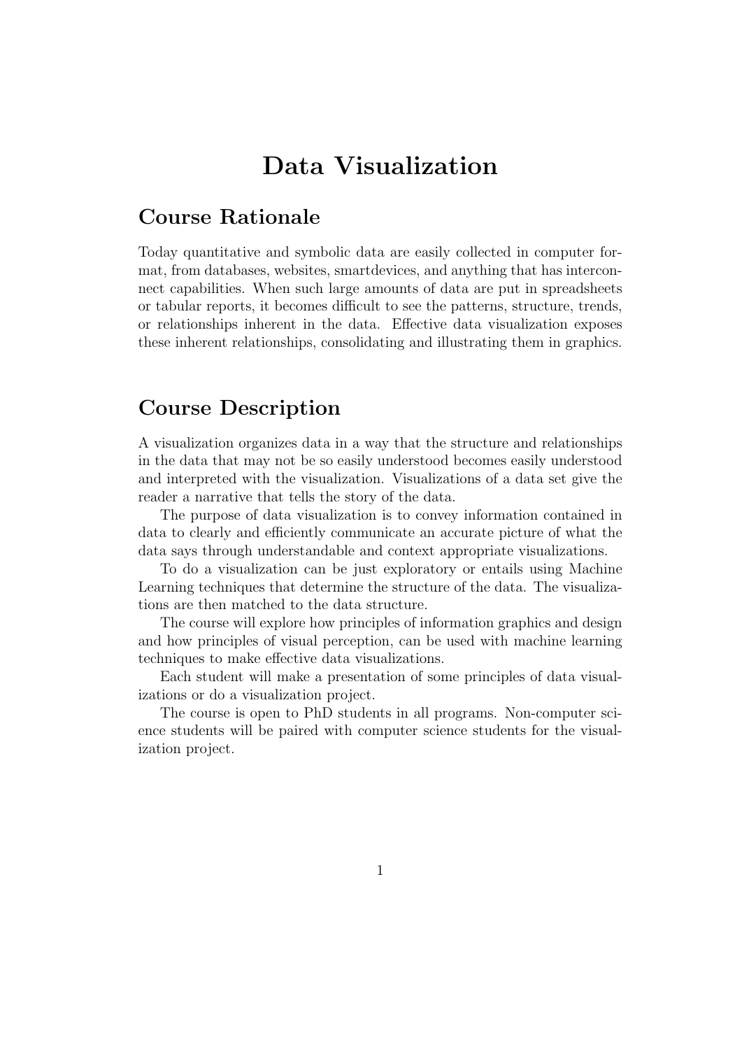# Data Visualization

## Course Rationale

Today quantitative and symbolic data are easily collected in computer format, from databases, websites, smartdevices, and anything that has interconnect capabilities. When such large amounts of data are put in spreadsheets or tabular reports, it becomes difficult to see the patterns, structure, trends, or relationships inherent in the data. Effective data visualization exposes these inherent relationships, consolidating and illustrating them in graphics.

## Course Description

A visualization organizes data in a way that the structure and relationships in the data that may not be so easily understood becomes easily understood and interpreted with the visualization. Visualizations of a data set give the reader a narrative that tells the story of the data.

The purpose of data visualization is to convey information contained in data to clearly and efficiently communicate an accurate picture of what the data says through understandable and context appropriate visualizations.

To do a visualization can be just exploratory or entails using Machine Learning techniques that determine the structure of the data. The visualizations are then matched to the data structure.

The course will explore how principles of information graphics and design and how principles of visual perception, can be used with machine learning techniques to make effective data visualizations.

Each student will make a presentation of some principles of data visualizations or do a visualization project.

The course is open to PhD students in all programs. Non-computer science students will be paired with computer science students for the visualization project.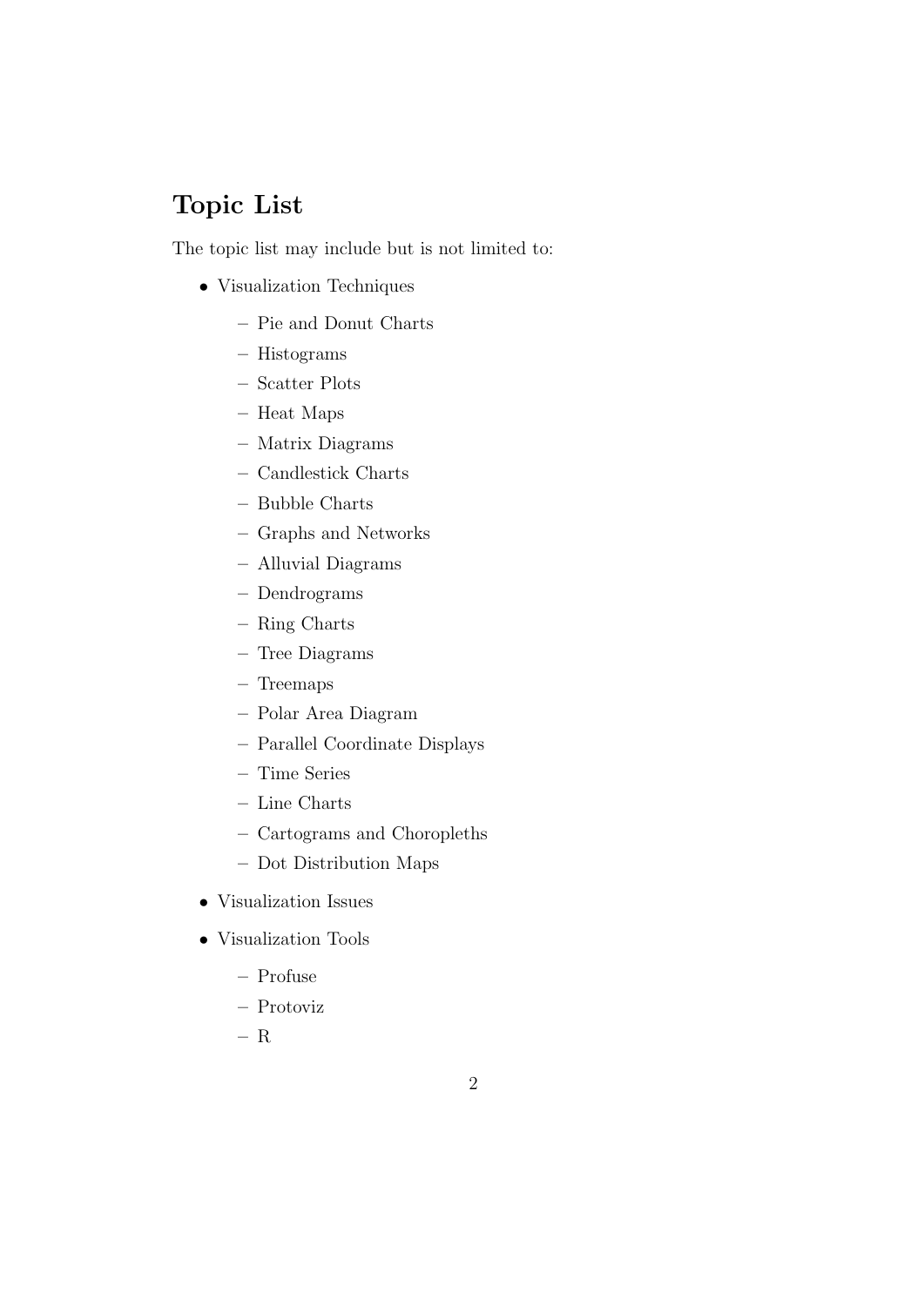## Topic List

The topic list may include but is not limited to:

- Visualization Techniques
  - Pie and Donut Charts
  - Histograms
  - Scatter Plots
  - Heat Maps
  - Matrix Diagrams
  - Candlestick Charts
  - Bubble Charts
  - Graphs and Networks
  - Alluvial Diagrams
  - Dendrograms
  - Ring Charts
  - Tree Diagrams
  - Treemaps
  - Polar Area Diagram
  - Parallel Coordinate Displays
  - Time Series
  - Line Charts
  - Cartograms and Choropleths
  - Dot Distribution Maps
- Visualization Issues
- Visualization Tools
  - Profuse
  - Protoviz
  - R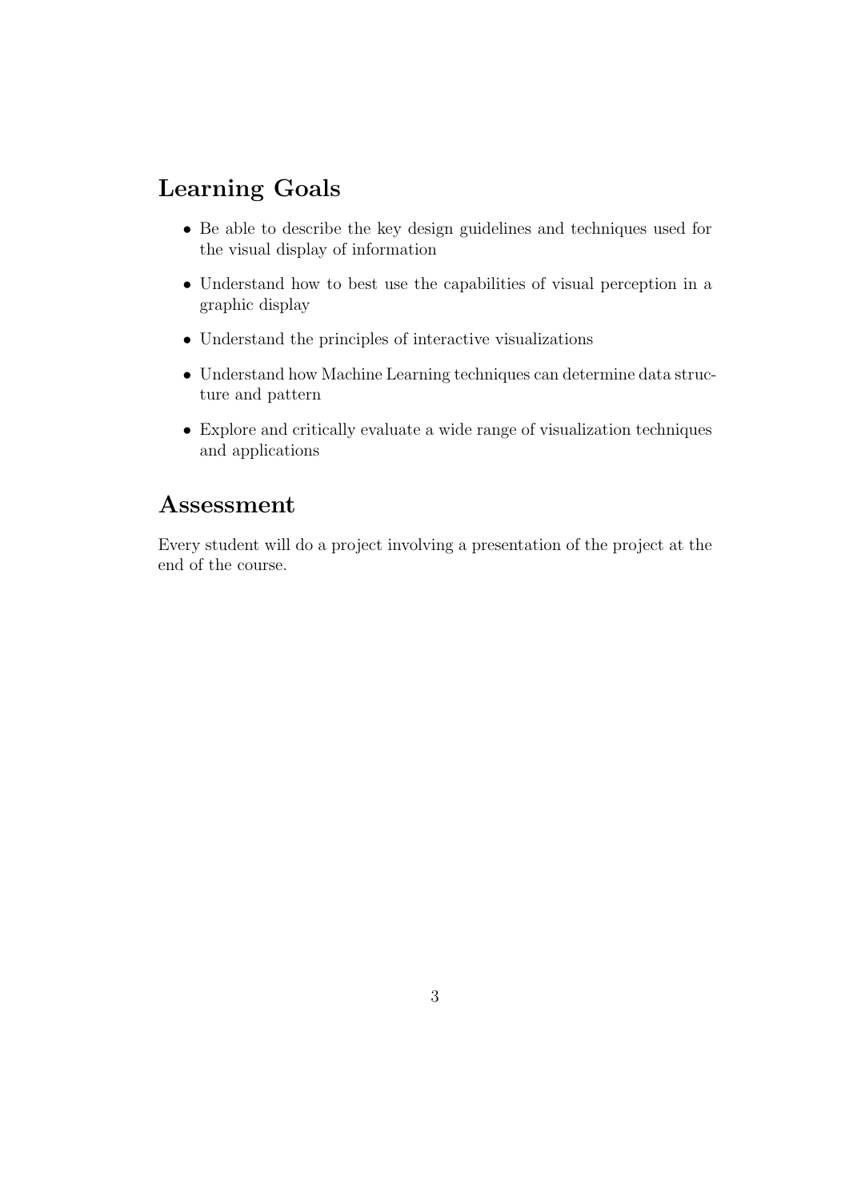## Learning Goals

- Be able to describe the key design guidelines and techniques used for the visual display of information
- Understand how to best use the capabilities of visual perception in a graphic display
- Understand the principles of interactive visualizations
- Understand how Machine Learning techniques can determine data structure and pattern
- Explore and critically evaluate a wide range of visualization techniques and applications

## Assessment

Every student will do a project involving a presentation of the project at the end of the course.